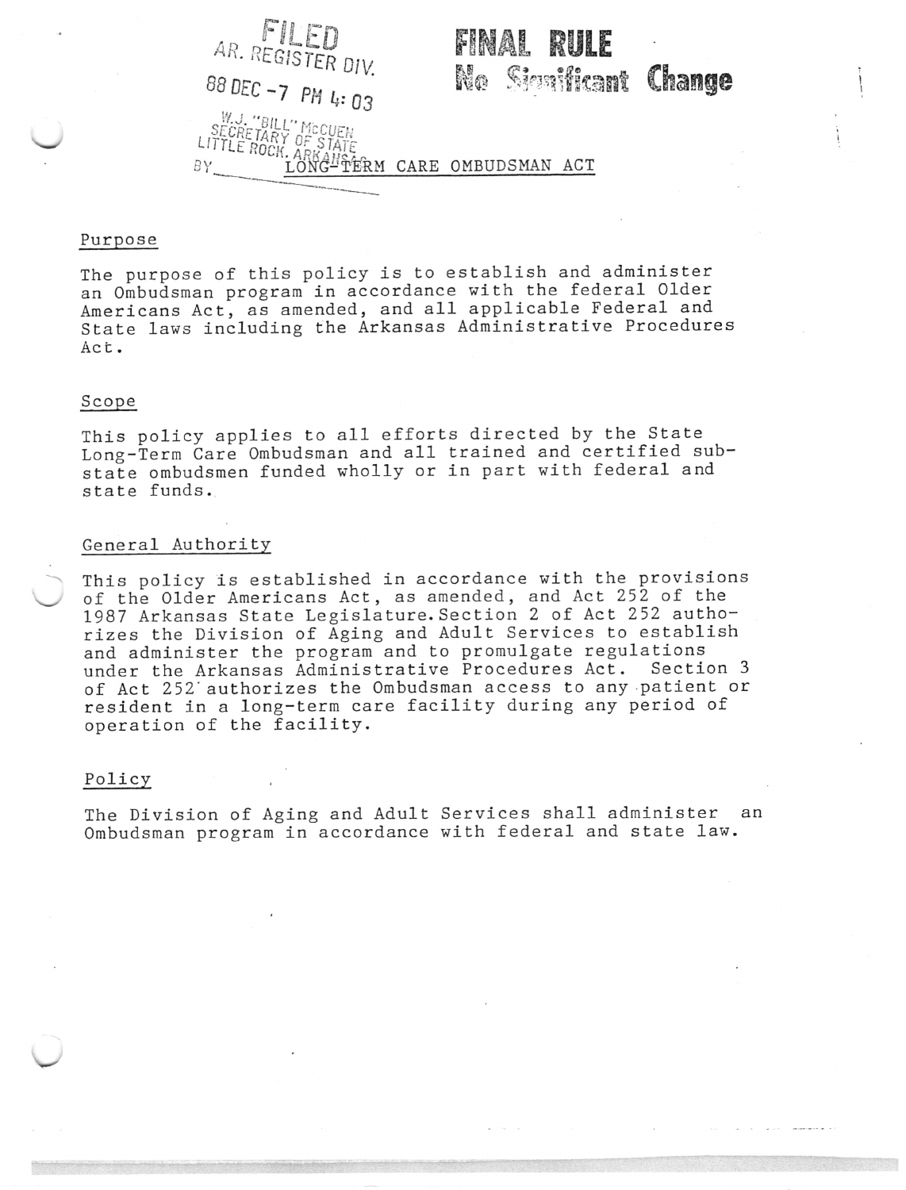FILED
AR. REGISTER DIV.
88 DEC -7 PM 4:03
W.J. "BILL" McCUEN
SECRETARY OF STATE
LITTLE ROCK, ARKANSAS
BY

**FINAL RULE**
**No Significant Change**

# LONG-TERM CARE OMBUDSMAN ACT

## Purpose

The purpose of this policy is to establish and administer an Ombudsman program in accordance with the federal Older Americans Act, as amended, and all applicable Federal and State laws including the Arkansas Administrative Procedures Act.

## Scope

This policy applies to all efforts directed by the State Long-Term Care Ombudsman and all trained and certified sub-state ombudsmen funded wholly or in part with federal and state funds.

## General Authority

This policy is established in accordance with the provisions of the Older Americans Act, as amended, and Act 252 of the 1987 Arkansas State Legislature. Section 2 of Act 252 authorizes the Division of Aging and Adult Services to establish and administer the program and to promulgate regulations under the Arkansas Administrative Procedures Act. Section 3 of Act 252 authorizes the Ombudsman access to any patient or resident in a long-term care facility during any period of operation of the facility.

## Policy

The Division of Aging and Adult Services shall administer an Ombudsman program in accordance with federal and state law.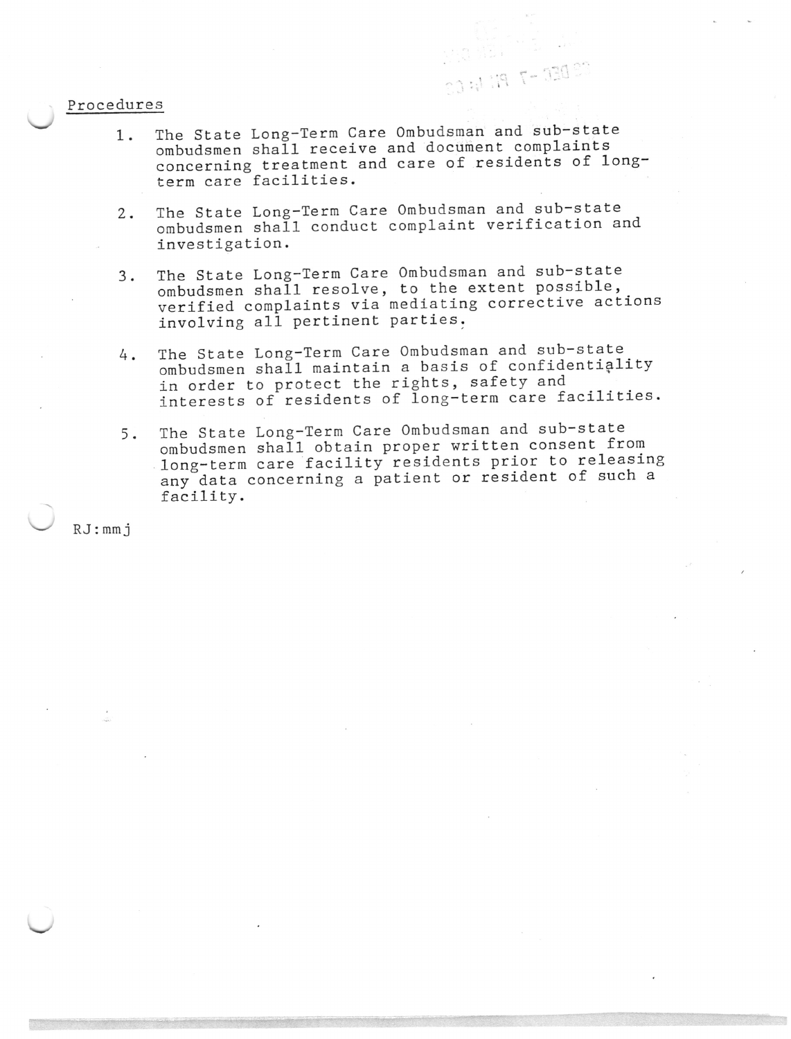## Procedures

1. The State Long-Term Care Ombudsman and sub-state ombudsmen shall receive and document complaints concerning treatment and care of residents of long-term care facilities.

2. The State Long-Term Care Ombudsman and sub-state ombudsmen shall conduct complaint verification and investigation.

3. The State Long-Term Care Ombudsman and sub-state ombudsmen shall resolve, to the extent possible, verified complaints via mediating corrective actions involving all pertinent parties.

4. The State Long-Term Care Ombudsman and sub-state ombudsmen shall maintain a basis of confidentiality in order to protect the rights, safety and interests of residents of long-term care facilities.

5. The State Long-Term Care Ombudsman and sub-state ombudsmen shall obtain proper written consent from long-term care facility residents prior to releasing any data concerning a patient or resident of such a facility.

RJ:mmj